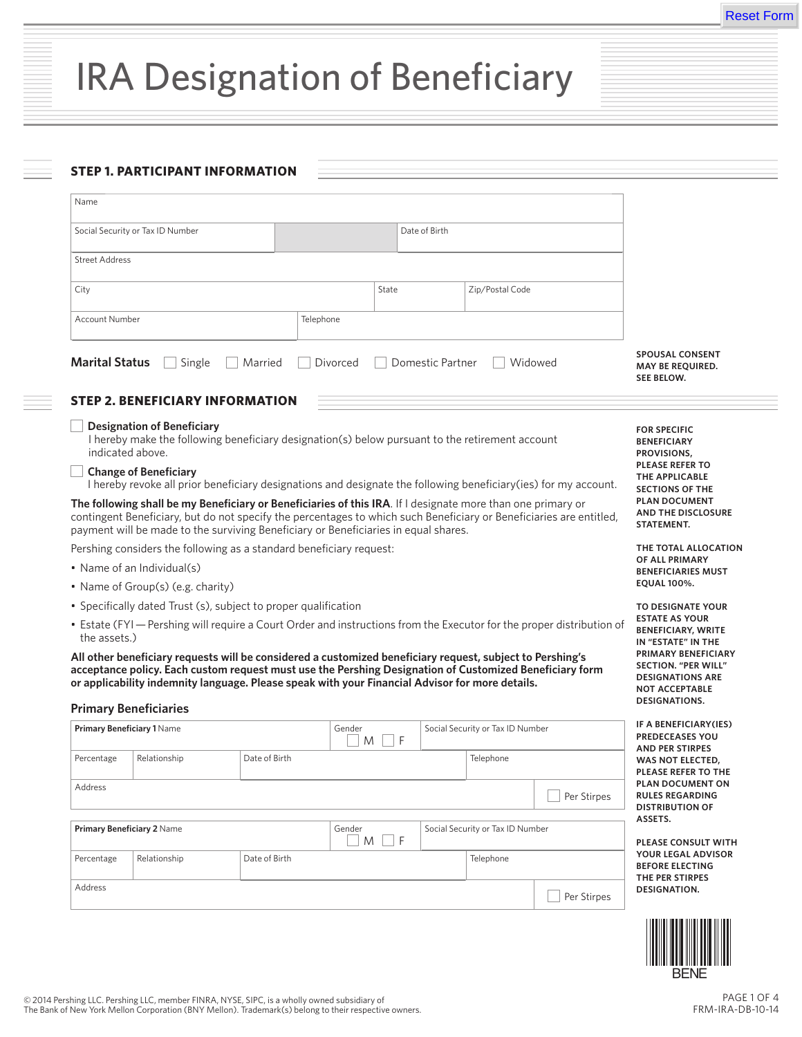# IRA Designation of Beneficiary

## STEP 1. PARTICIPANT INFORMATION

| Name | | | |
|---|---|---|---|
| Social Security or Tax ID Number | | Date of Birth | |
| Street Address | | | |
| City | State | Zip/Postal Code | |
| Account Number | Telephone | | |

**Marital Status** ☐ Single ☐ Married ☐ Divorced ☐ Domestic Partner ☐ Widowed

**SPOUSAL CONSENT MAY BE REQUIRED. SEE BELOW.**

## STEP 2. BENEFICIARY INFORMATION

☐ **Designation of Beneficiary**
I hereby make the following beneficiary designation(s) below pursuant to the retirement account indicated above.

☐ **Change of Beneficiary**
I hereby revoke all prior beneficiary designations and designate the following beneficiary(ies) for my account.

**The following shall be my Beneficiary or Beneficiaries of this IRA**. If I designate more than one primary or contingent Beneficiary, but do not specify the percentages to which such Beneficiary or Beneficiaries are entitled, payment will be made to the surviving Beneficiary or Beneficiaries in equal shares.

Pershing considers the following as a standard beneficiary request:

- Name of an Individual(s)
- Name of Group(s) (e.g. charity)
- Specifically dated Trust (s), subject to proper qualification
- Estate (FYI — Pershing will require a Court Order and instructions from the Executor for the proper distribution of the assets.)

**All other beneficiary requests will be considered a customized beneficiary request, subject to Pershing's acceptance policy. Each custom request must use the Pershing Designation of Customized Beneficiary form or applicability indemnity language. Please speak with your Financial Advisor for more details.**

**FOR SPECIFIC BENEFICIARY PROVISIONS, PLEASE REFER TO THE APPLICABLE SECTIONS OF THE PLAN DOCUMENT AND THE DISCLOSURE STATEMENT.**

**THE TOTAL ALLOCATION OF ALL PRIMARY BENEFICIARIES MUST EQUAL 100%.**

**TO DESIGNATE YOUR ESTATE AS YOUR BENEFICIARY, WRITE IN "ESTATE" IN THE PRIMARY BENEFICIARY SECTION. "PER WILL" DESIGNATIONS ARE NOT ACCEPTABLE DESIGNATIONS.**

### Primary Beneficiaries

| **Primary Beneficiary 1** Name | | Gender ☐ M ☐ F | Social Security or Tax ID Number |
|---|---|---|---|
| Percentage | Relationship | Date of Birth | Telephone |
| Address | | | ☐ Per Stirpes |

| **Primary Beneficiary 2** Name | | Gender ☐ M ☐ F | Social Security or Tax ID Number |
|---|---|---|---|
| Percentage | Relationship | Date of Birth | Telephone |
| Address | | | ☐ Per Stirpes |

**IF A BENEFICIARY(IES) PREDECEASES YOU AND PER STIRPES WAS NOT ELECTED, PLEASE REFER TO THE PLAN DOCUMENT ON RULES REGARDING DISTRIBUTION OF ASSETS.**

**PLEASE CONSULT WITH YOUR LEGAL ADVISOR BEFORE ELECTING THE PER STIRPES DESIGNATION.**

BENE

© 2014 Pershing LLC. Pershing LLC, member FINRA, NYSE, SIPC, is a wholly owned subsidiary of The Bank of New York Mellon Corporation (BNY Mellon). Trademark(s) belong to their respective owners.

FRM-IRA-DB-10-14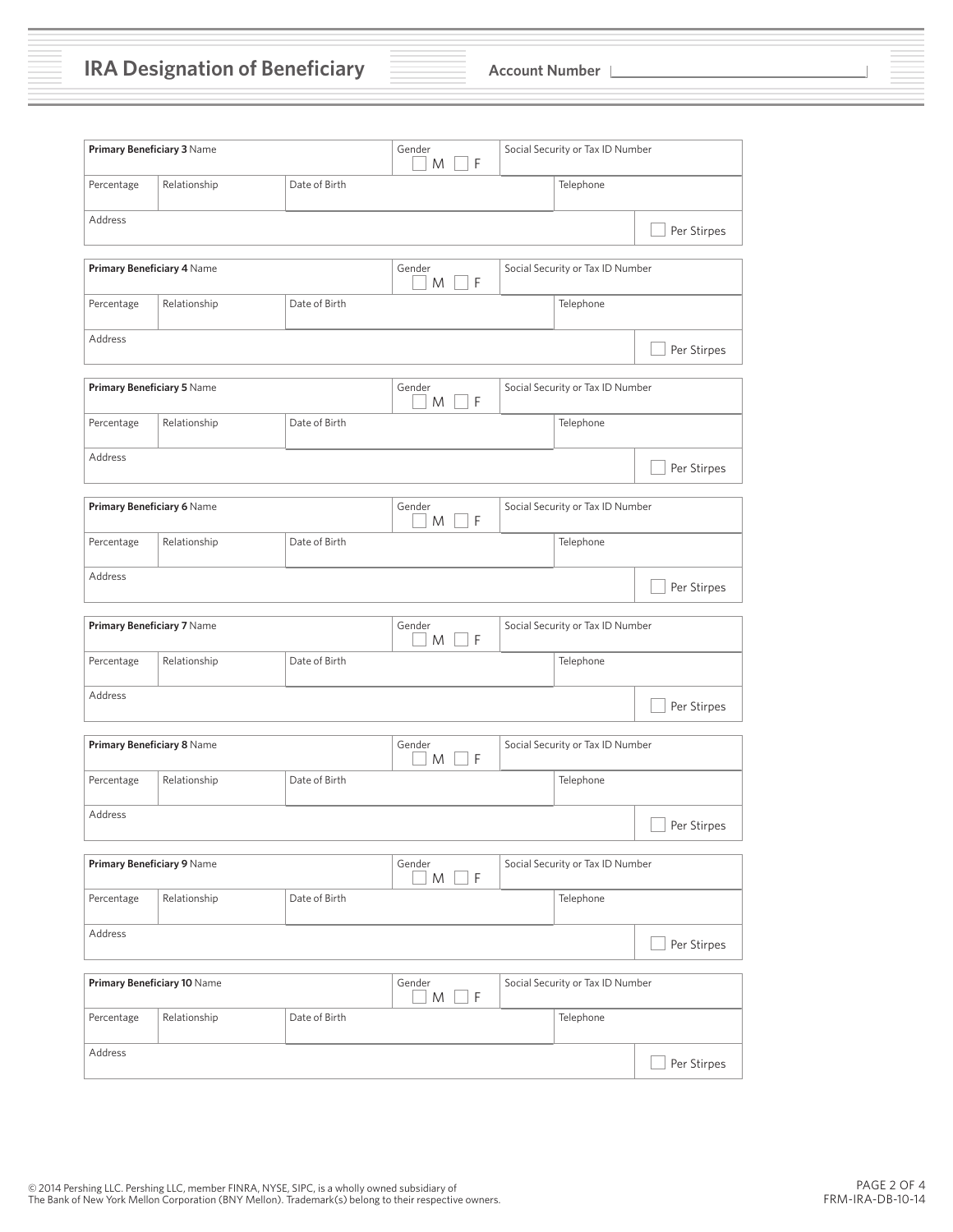# IRA Designation of Beneficiary

**Account Number** ______________________

| **Primary Beneficiary 3** Name | | | Gender ☐ M ☐ F | Social Security or Tax ID Number |
|---|---|---|---|---|
| Percentage | Relationship | Date of Birth | | Telephone |
| Address | | | | ☐ Per Stirpes |

| **Primary Beneficiary 4** Name | | | Gender ☐ M ☐ F | Social Security or Tax ID Number |
|---|---|---|---|---|
| Percentage | Relationship | Date of Birth | | Telephone |
| Address | | | | ☐ Per Stirpes |

| **Primary Beneficiary 5** Name | | | Gender ☐ M ☐ F | Social Security or Tax ID Number |
|---|---|---|---|---|
| Percentage | Relationship | Date of Birth | | Telephone |
| Address | | | | ☐ Per Stirpes |

| **Primary Beneficiary 6** Name | | | Gender ☐ M ☐ F | Social Security or Tax ID Number |
|---|---|---|---|---|
| Percentage | Relationship | Date of Birth | | Telephone |
| Address | | | | ☐ Per Stirpes |

| **Primary Beneficiary 7** Name | | | Gender ☐ M ☐ F | Social Security or Tax ID Number |
|---|---|---|---|---|
| Percentage | Relationship | Date of Birth | | Telephone |
| Address | | | | ☐ Per Stirpes |

| **Primary Beneficiary 8** Name | | | Gender ☐ M ☐ F | Social Security or Tax ID Number |
|---|---|---|---|---|
| Percentage | Relationship | Date of Birth | | Telephone |
| Address | | | | ☐ Per Stirpes |

| **Primary Beneficiary 9** Name | | | Gender ☐ M ☐ F | Social Security or Tax ID Number |
|---|---|---|---|---|
| Percentage | Relationship | Date of Birth | | Telephone |
| Address | | | | ☐ Per Stirpes |

| **Primary Beneficiary 10** Name | | | Gender ☐ M ☐ F | Social Security or Tax ID Number |
|---|---|---|---|---|
| Percentage | Relationship | Date of Birth | | Telephone |
| Address | | | | ☐ Per Stirpes |

© 2014 Pershing LLC. Pershing LLC, member FINRA, NYSE, SIPC, is a wholly owned subsidiary of The Bank of New York Mellon Corporation (BNY Mellon). Trademark(s) belong to their respective owners.

FRM-IRA-DB-10-14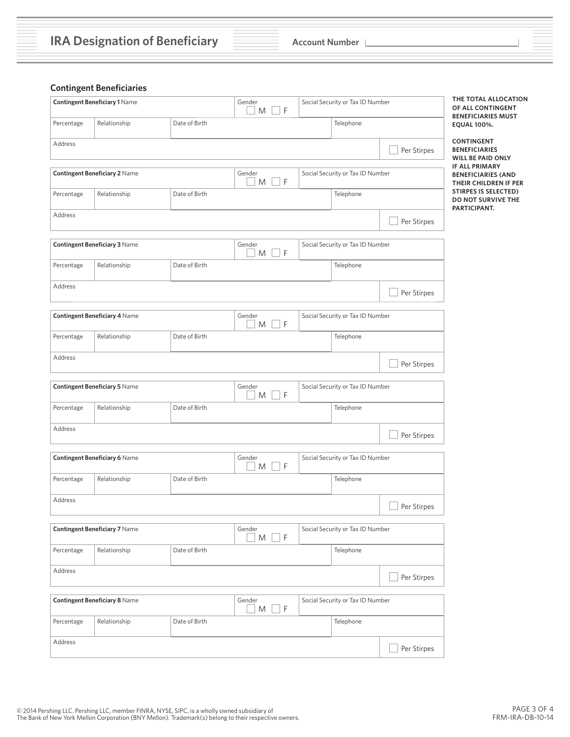# IRA Designation of Beneficiary

Account Number

## Contingent Beneficiaries

**THE TOTAL ALLOCATION OF ALL CONTINGENT BENEFICIARIES MUST EQUAL 100%.**

**CONTINGENT BENEFICIARIES WILL BE PAID ONLY IF ALL PRIMARY BENEFICIARIES (AND THEIR CHILDREN IF PER STIRPES IS SELECTED) DO NOT SURVIVE THE PARTICIPANT.**

| **Contingent Beneficiary 1** Name | | | Gender ☐ M ☐ F | Social Security or Tax ID Number |
|---|---|---|---|---|
| Percentage | Relationship | Date of Birth | | Telephone |
| Address | | | | ☐ Per Stirpes |

| **Contingent Beneficiary 2** Name | | | Gender ☐ M ☐ F | Social Security or Tax ID Number |
|---|---|---|---|---|
| Percentage | Relationship | Date of Birth | | Telephone |
| Address | | | | ☐ Per Stirpes |

| **Contingent Beneficiary 3** Name | | | Gender ☐ M ☐ F | Social Security or Tax ID Number |
|---|---|---|---|---|
| Percentage | Relationship | Date of Birth | | Telephone |
| Address | | | | ☐ Per Stirpes |

| **Contingent Beneficiary 4** Name | | | Gender ☐ M ☐ F | Social Security or Tax ID Number |
|---|---|---|---|---|
| Percentage | Relationship | Date of Birth | | Telephone |
| Address | | | | ☐ Per Stirpes |

| **Contingent Beneficiary 5** Name | | | Gender ☐ M ☐ F | Social Security or Tax ID Number |
|---|---|---|---|---|
| Percentage | Relationship | Date of Birth | | Telephone |
| Address | | | | ☐ Per Stirpes |

| **Contingent Beneficiary 6** Name | | | Gender ☐ M ☐ F | Social Security or Tax ID Number |
|---|---|---|---|---|
| Percentage | Relationship | Date of Birth | | Telephone |
| Address | | | | ☐ Per Stirpes |

| **Contingent Beneficiary 7** Name | | | Gender ☐ M ☐ F | Social Security or Tax ID Number |
|---|---|---|---|---|
| Percentage | Relationship | Date of Birth | | Telephone |
| Address | | | | ☐ Per Stirpes |

| **Contingent Beneficiary 8** Name | | | Gender ☐ M ☐ F | Social Security or Tax ID Number |
|---|---|---|---|---|
| Percentage | Relationship | Date of Birth | | Telephone |
| Address | | | | ☐ Per Stirpes |

© 2014 Pershing LLC. Pershing LLC, member FINRA, NYSE, SIPC, is a wholly owned subsidiary of The Bank of New York Mellon Corporation (BNY Mellon). Trademark(s) belong to their respective owners.

FRM-IRA-DB-10-14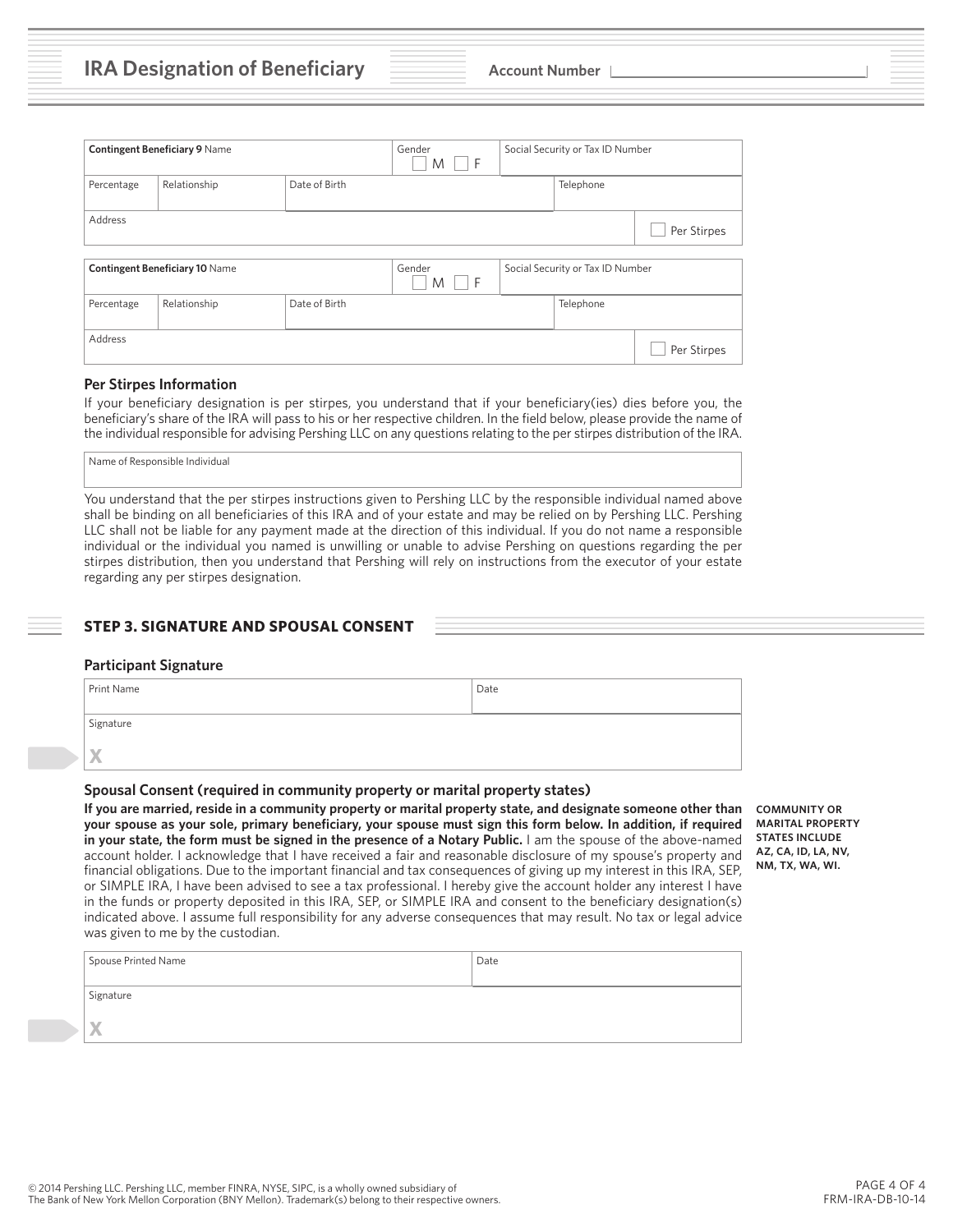# IRA Designation of Beneficiary

Account Number

| Contingent Beneficiary 9 Name | | | Gender ☐ M ☐ F | Social Security or Tax ID Number |
|---|---|---|---|---|
| Percentage | Relationship | Date of Birth | | Telephone |
| Address | | | | ☐ Per Stirpes |

| Contingent Beneficiary 10 Name | | | Gender ☐ M ☐ F | Social Security or Tax ID Number |
|---|---|---|---|---|
| Percentage | Relationship | Date of Birth | | Telephone |
| Address | | | | ☐ Per Stirpes |

### Per Stirpes Information

If your beneficiary designation is per stirpes, you understand that if your beneficiary(ies) dies before you, the beneficiary's share of the IRA will pass to his or her respective children. In the field below, please provide the name of the individual responsible for advising Pershing LLC on any questions relating to the per stirpes distribution of the IRA.

| Name of Responsible Individual |
|---|
| |

You understand that the per stirpes instructions given to Pershing LLC by the responsible individual named above shall be binding on all beneficiaries of this IRA and of your estate and may be relied on by Pershing LLC. Pershing LLC shall not be liable for any payment made at the direction of this individual. If you do not name a responsible individual or the individual you named is unwilling or unable to advise Pershing on questions regarding the per stirpes distribution, then you understand that Pershing will rely on instructions from the executor of your estate regarding any per stirpes designation.

## STEP 3. SIGNATURE AND SPOUSAL CONSENT

### Participant Signature

| Print Name | Date |
|---|---|
| Signature X | |

### Spousal Consent (required in community property or marital property states)

**If you are married, reside in a community property or marital property state, and designate someone other than your spouse as your sole, primary beneficiary, your spouse must sign this form below. In addition, if required in your state, the form must be signed in the presence of a Notary Public.** I am the spouse of the above-named account holder. I acknowledge that I have received a fair and reasonable disclosure of my spouse's property and financial obligations. Due to the important financial and tax consequences of giving up my interest in this IRA, SEP, or SIMPLE IRA, I have been advised to see a tax professional. I hereby give the account holder any interest I have in the funds or property deposited in this IRA, SEP, or SIMPLE IRA and consent to the beneficiary designation(s) indicated above. I assume full responsibility for any adverse consequences that may result. No tax or legal advice was given to me by the custodian.

**COMMUNITY OR MARITAL PROPERTY STATES INCLUDE AZ, CA, ID, LA, NV, NM, TX, WA, WI.**

| Spouse Printed Name | Date |
|---|---|
| Signature X | |

© 2014 Pershing LLC. Pershing LLC, member FINRA, NYSE, SIPC, is a wholly owned subsidiary of The Bank of New York Mellon Corporation (BNY Mellon). Trademark(s) belong to their respective owners.

FRM-IRA-DB-10-14